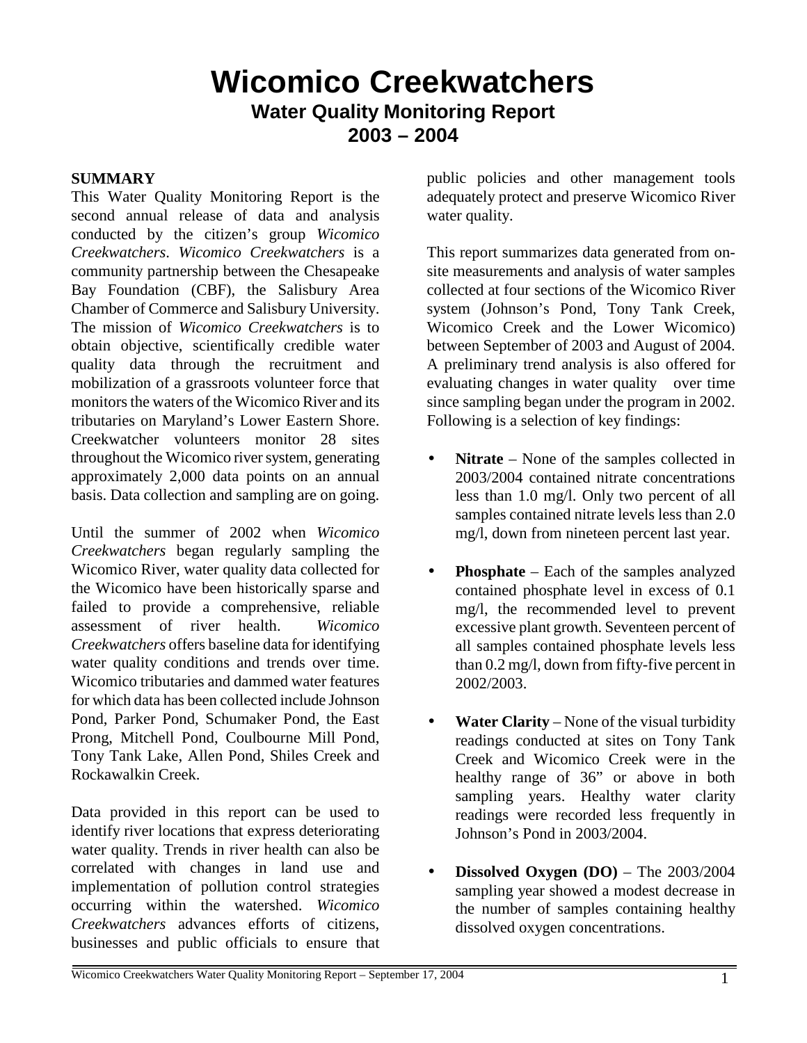# Wicomico Creekwatchers

## Water Quality Monitoring Report 2003 – 2004

**SUMMARY**

This Water Quality Monitoring Report is the second annual release of data and analysis conducted by the citizen's group *Wicomico Creekwatchers*. *Wicomico Creekwatchers* is a community partnership between the Chesapeake Bay Foundation (CBF), the Salisbury Area Chamber of Commerce and Salisbury University. The mission of *Wicomico Creekwatchers* is to obtain objective, scientifically credible water quality data through the recruitment and mobilization of a grassroots volunteer force that monitors the waters of the Wicomico River and its tributaries on Maryland's Lower Eastern Shore. Creekwatcher volunteers monitor 28 sites throughout the Wicomico river system, generating approximately 2,000 data points on an annual basis. Data collection and sampling are on going.

Until the summer of 2002 when *Wicomico Creekwatchers* began regularly sampling the Wicomico River, water quality data collected for the Wicomico have been historically sparse and failed to provide a comprehensive, reliable assessment of river health. *Wicomico Creekwatchers* offers baseline data for identifying water quality conditions and trends over time. Wicomico tributaries and dammed water features for which data has been collected include Johnson Pond, Parker Pond, Schumaker Pond, the East Prong, Mitchell Pond, Coulbourne Mill Pond, Tony Tank Lake, Allen Pond, Shiles Creek and Rockawalkin Creek.

Data provided in this report can be used to identify river locations that express deteriorating water quality. Trends in river health can also be correlated with changes in land use and implementation of pollution control strategies occurring within the watershed. *Wicomico Creekwatchers* advances efforts of citizens, businesses and public officials to ensure that public policies and other management tools adequately protect and preserve Wicomico River water quality.

This report summarizes data generated from on-site measurements and analysis of water samples collected at four sections of the Wicomico River system (Johnson's Pond, Tony Tank Creek, Wicomico Creek and the Lower Wicomico) between September of 2003 and August of 2004. A preliminary trend analysis is also offered for evaluating changes in water quality over time since sampling began under the program in 2002. Following is a selection of key findings:

- **Nitrate** – None of the samples collected in 2003/2004 contained nitrate concentrations less than 1.0 mg/l. Only two percent of all samples contained nitrate levels less than 2.0 mg/l, down from nineteen percent last year.

- **Phosphate** – Each of the samples analyzed contained phosphate level in excess of 0.1 mg/l, the recommended level to prevent excessive plant growth. Seventeen percent of all samples contained phosphate levels less than 0.2 mg/l, down from fifty-five percent in 2002/2003.

- **Water Clarity** – None of the visual turbidity readings conducted at sites on Tony Tank Creek and Wicomico Creek were in the healthy range of 36" or above in both sampling years. Healthy water clarity readings were recorded less frequently in Johnson's Pond in 2003/2004.

- **Dissolved Oxygen (DO)** – The 2003/2004 sampling year showed a modest decrease in the number of samples containing healthy dissolved oxygen concentrations.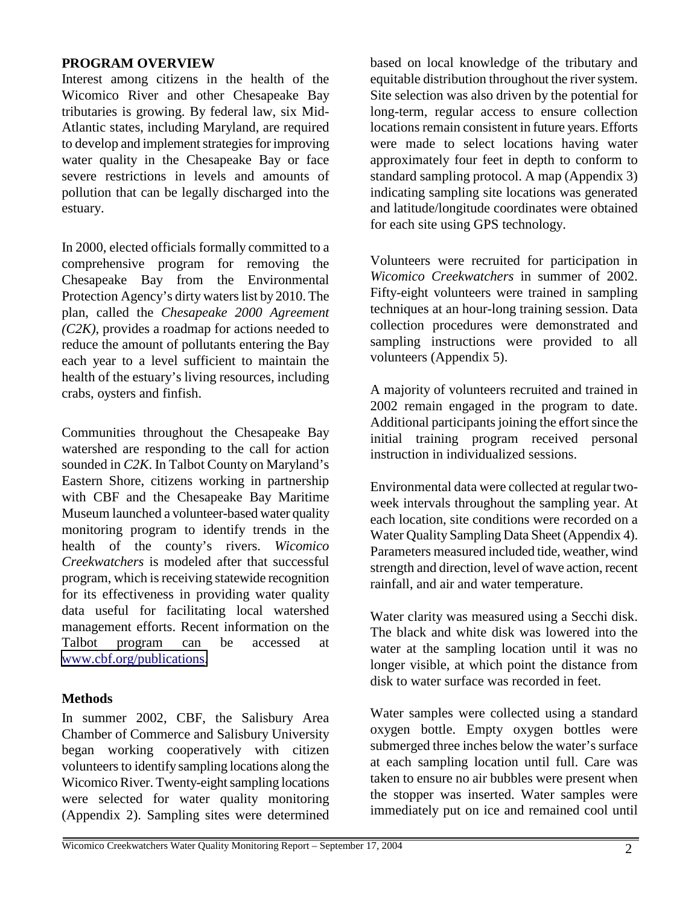## PROGRAM OVERVIEW

Interest among citizens in the health of the Wicomico River and other Chesapeake Bay tributaries is growing. By federal law, six Mid-Atlantic states, including Maryland, are required to develop and implement strategies for improving water quality in the Chesapeake Bay or face severe restrictions in levels and amounts of pollution that can be legally discharged into the estuary.

In 2000, elected officials formally committed to a comprehensive program for removing the Chesapeake Bay from the Environmental Protection Agency's dirty waters list by 2010. The plan, called the *Chesapeake 2000 Agreement (C2K)*, provides a roadmap for actions needed to reduce the amount of pollutants entering the Bay each year to a level sufficient to maintain the health of the estuary's living resources, including crabs, oysters and finfish.

Communities throughout the Chesapeake Bay watershed are responding to the call for action sounded in *C2K*. In Talbot County on Maryland's Eastern Shore, citizens working in partnership with CBF and the Chesapeake Bay Maritime Museum launched a volunteer-based water quality monitoring program to identify trends in the health of the county's rivers. *Wicomico Creekwatchers* is modeled after that successful program, which is receiving statewide recognition for its effectiveness in providing water quality data useful for facilitating local watershed management efforts. Recent information on the Talbot program can be accessed at [www.cbf.org/publications.](http://www.cbf.org/publications)

## Methods

In summer 2002, CBF, the Salisbury Area Chamber of Commerce and Salisbury University began working cooperatively with citizen volunteers to identify sampling locations along the Wicomico River. Twenty-eight sampling locations were selected for water quality monitoring (Appendix 2). Sampling sites were determined based on local knowledge of the tributary and equitable distribution throughout the river system. Site selection was also driven by the potential for long-term, regular access to ensure collection locations remain consistent in future years. Efforts were made to select locations having water approximately four feet in depth to conform to standard sampling protocol. A map (Appendix 3) indicating sampling site locations was generated and latitude/longitude coordinates were obtained for each site using GPS technology.

Volunteers were recruited for participation in *Wicomico Creekwatchers* in summer of 2002. Fifty-eight volunteers were trained in sampling techniques at an hour-long training session. Data collection procedures were demonstrated and sampling instructions were provided to all volunteers (Appendix 5).

A majority of volunteers recruited and trained in 2002 remain engaged in the program to date. Additional participants joining the effort since the initial training program received personal instruction in individualized sessions.

Environmental data were collected at regular two-week intervals throughout the sampling year. At each location, site conditions were recorded on a Water Quality Sampling Data Sheet (Appendix 4). Parameters measured included tide, weather, wind strength and direction, level of wave action, recent rainfall, and air and water temperature.

Water clarity was measured using a Secchi disk. The black and white disk was lowered into the water at the sampling location until it was no longer visible, at which point the distance from disk to water surface was recorded in feet.

Water samples were collected using a standard oxygen bottle. Empty oxygen bottles were submerged three inches below the water's surface at each sampling location until full. Care was taken to ensure no air bubbles were present when the stopper was inserted. Water samples were immediately put on ice and remained cool until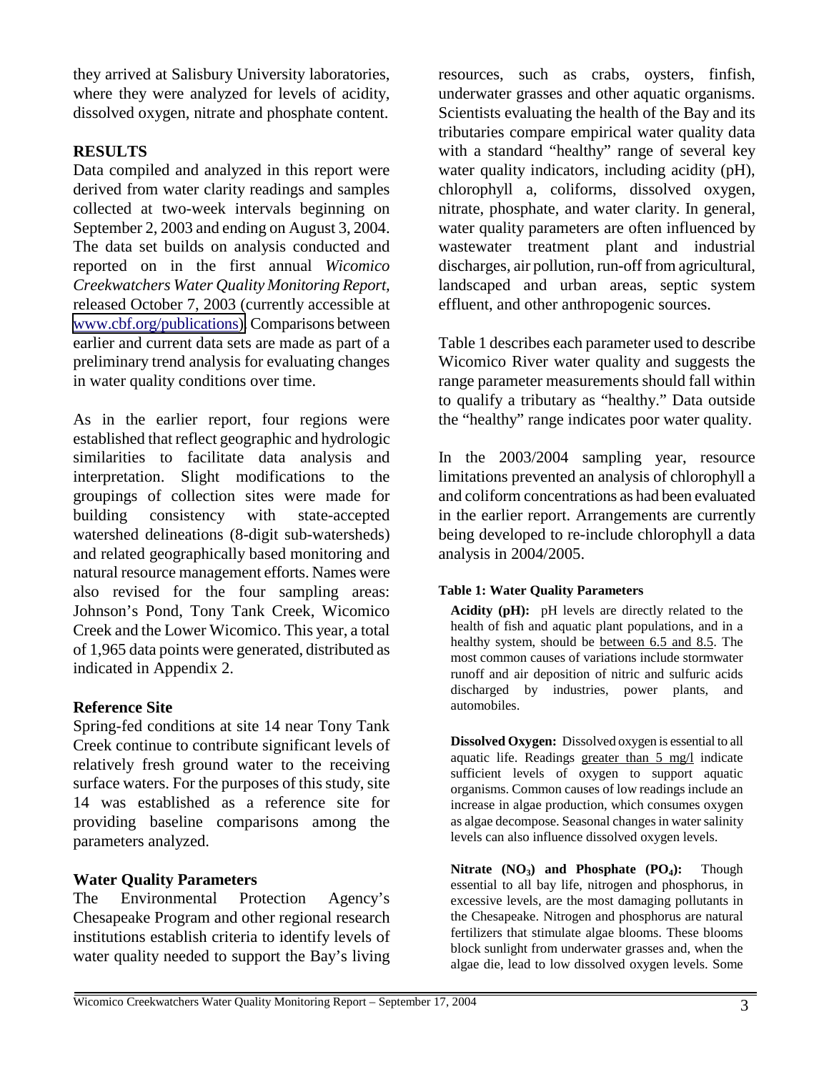they arrived at Salisbury University laboratories, where they were analyzed for levels of acidity, dissolved oxygen, nitrate and phosphate content.

## RESULTS

Data compiled and analyzed in this report were derived from water clarity readings and samples collected at two-week intervals beginning on September 2, 2003 and ending on August 3, 2004. The data set builds on analysis conducted and reported on in the first annual *Wicomico Creekwatchers Water Quality Monitoring Report,* released October 7, 2003 (currently accessible at www.cbf.org/publications). Comparisons between earlier and current data sets are made as part of a preliminary trend analysis for evaluating changes in water quality conditions over time.

As in the earlier report, four regions were established that reflect geographic and hydrologic similarities to facilitate data analysis and interpretation. Slight modifications to the groupings of collection sites were made for building consistency with state-accepted watershed delineations (8-digit sub-watersheds) and related geographically based monitoring and natural resource management efforts. Names were also revised for the four sampling areas: Johnson's Pond, Tony Tank Creek, Wicomico Creek and the Lower Wicomico. This year, a total of 1,965 data points were generated, distributed as indicated in Appendix 2.

### Reference Site

Spring-fed conditions at site 14 near Tony Tank Creek continue to contribute significant levels of relatively fresh ground water to the receiving surface waters. For the purposes of this study, site 14 was established as a reference site for providing baseline comparisons among the parameters analyzed.

### Water Quality Parameters

The Environmental Protection Agency's Chesapeake Program and other regional research institutions establish criteria to identify levels of water quality needed to support the Bay's living resources, such as crabs, oysters, finfish, underwater grasses and other aquatic organisms. Scientists evaluating the health of the Bay and its tributaries compare empirical water quality data with a standard "healthy" range of several key water quality indicators, including acidity (pH), chlorophyll a, coliforms, dissolved oxygen, nitrate, phosphate, and water clarity. In general, water quality parameters are often influenced by wastewater treatment plant and industrial discharges, air pollution, run-off from agricultural, landscaped and urban areas, septic system effluent, and other anthropogenic sources.

Table 1 describes each parameter used to describe Wicomico River water quality and suggests the range parameter measurements should fall within to qualify a tributary as "healthy." Data outside the "healthy" range indicates poor water quality.

In the 2003/2004 sampling year, resource limitations prevented an analysis of chlorophyll a and coliform concentrations as had been evaluated in the earlier report. Arrangements are currently being developed to re-include chlorophyll a data analysis in 2004/2005.

**Table 1: Water Quality Parameters**

**Acidity (pH):** pH levels are directly related to the health of fish and aquatic plant populations, and in a healthy system, should be between 6.5 and 8.5. The most common causes of variations include stormwater runoff and air deposition of nitric and sulfuric acids discharged by industries, power plants, and automobiles.

**Dissolved Oxygen:** Dissolved oxygen is essential to all aquatic life. Readings greater than 5 mg/l indicate sufficient levels of oxygen to support aquatic organisms. Common causes of low readings include an increase in algae production, which consumes oxygen as algae decompose. Seasonal changes in water salinity levels can also influence dissolved oxygen levels.

**Nitrate ($NO_3$) and Phosphate ($PO_4$):** Though essential to all bay life, nitrogen and phosphorus, in excessive levels, are the most damaging pollutants in the Chesapeake. Nitrogen and phosphorus are natural fertilizers that stimulate algae blooms. These blooms block sunlight from underwater grasses and, when the algae die, lead to low dissolved oxygen levels. Some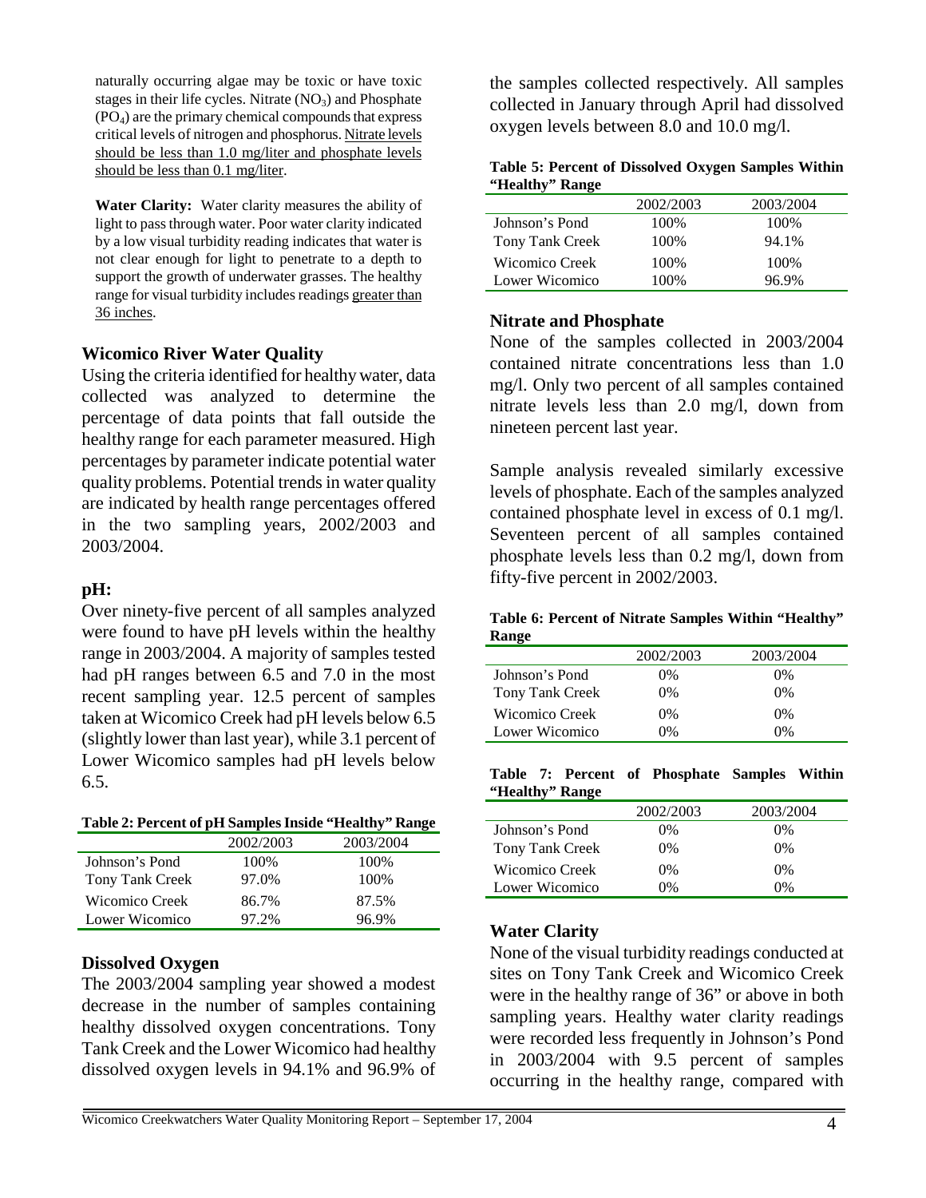naturally occurring algae may be toxic or have toxic stages in their life cycles. Nitrate ($NO_3$) and Phosphate ($PO_4$) are the primary chemical compounds that express critical levels of nitrogen and phosphorus. Nitrate levels should be less than 1.0 mg/liter and phosphate levels should be less than 0.1 mg/liter.

**Water Clarity:** Water clarity measures the ability of light to pass through water. Poor water clarity indicated by a low visual turbidity reading indicates that water is not clear enough for light to penetrate to a depth to support the growth of underwater grasses. The healthy range for visual turbidity includes readings greater than 36 inches.

## Wicomico River Water Quality

Using the criteria identified for healthy water, data collected was analyzed to determine the percentage of data points that fall outside the healthy range for each parameter measured. High percentages by parameter indicate potential water quality problems. Potential trends in water quality are indicated by health range percentages offered in the two sampling years, 2002/2003 and 2003/2004.

## pH:

Over ninety-five percent of all samples analyzed were found to have pH levels within the healthy range in 2003/2004. A majority of samples tested had pH ranges between 6.5 and 7.0 in the most recent sampling year. 12.5 percent of samples taken at Wicomico Creek had pH levels below 6.5 (slightly lower than last year), while 3.1 percent of Lower Wicomico samples had pH levels below 6.5.

**Table 2: Percent of pH Samples Inside "Healthy" Range**

| | 2002/2003 | 2003/2004 |
|---|---|---|
| Johnson's Pond | 100% | 100% |
| Tony Tank Creek | 97.0% | 100% |
| Wicomico Creek | 86.7% | 87.5% |
| Lower Wicomico | 97.2% | 96.9% |

## Dissolved Oxygen

The 2003/2004 sampling year showed a modest decrease in the number of samples containing healthy dissolved oxygen concentrations. Tony Tank Creek and the Lower Wicomico had healthy dissolved oxygen levels in 94.1% and 96.9% of the samples collected respectively. All samples collected in January through April had dissolved oxygen levels between 8.0 and 10.0 mg/l.

**Table 5: Percent of Dissolved Oxygen Samples Within "Healthy" Range**

| | 2002/2003 | 2003/2004 |
|---|---|---|
| Johnson's Pond | 100% | 100% |
| Tony Tank Creek | 100% | 94.1% |
| Wicomico Creek | 100% | 100% |
| Lower Wicomico | 100% | 96.9% |

## Nitrate and Phosphate

None of the samples collected in 2003/2004 contained nitrate concentrations less than 1.0 mg/l. Only two percent of all samples contained nitrate levels less than 2.0 mg/l, down from nineteen percent last year.

Sample analysis revealed similarly excessive levels of phosphate. Each of the samples analyzed contained phosphate level in excess of 0.1 mg/l. Seventeen percent of all samples contained phosphate levels less than 0.2 mg/l, down from fifty-five percent in 2002/2003.

**Table 6: Percent of Nitrate Samples Within "Healthy" Range**

| | 2002/2003 | 2003/2004 |
|---|---|---|
| Johnson's Pond | 0% | 0% |
| Tony Tank Creek | 0% | 0% |
| Wicomico Creek | 0% | 0% |
| Lower Wicomico | 0% | 0% |

**Table 7: Percent of Phosphate Samples Within "Healthy" Range**

| | 2002/2003 | 2003/2004 |
|---|---|---|
| Johnson's Pond | 0% | 0% |
| Tony Tank Creek | 0% | 0% |
| Wicomico Creek | 0% | 0% |
| Lower Wicomico | 0% | 0% |

## Water Clarity

None of the visual turbidity readings conducted at sites on Tony Tank Creek and Wicomico Creek were in the healthy range of 36" or above in both sampling years. Healthy water clarity readings were recorded less frequently in Johnson's Pond in 2003/2004 with 9.5 percent of samples occurring in the healthy range, compared with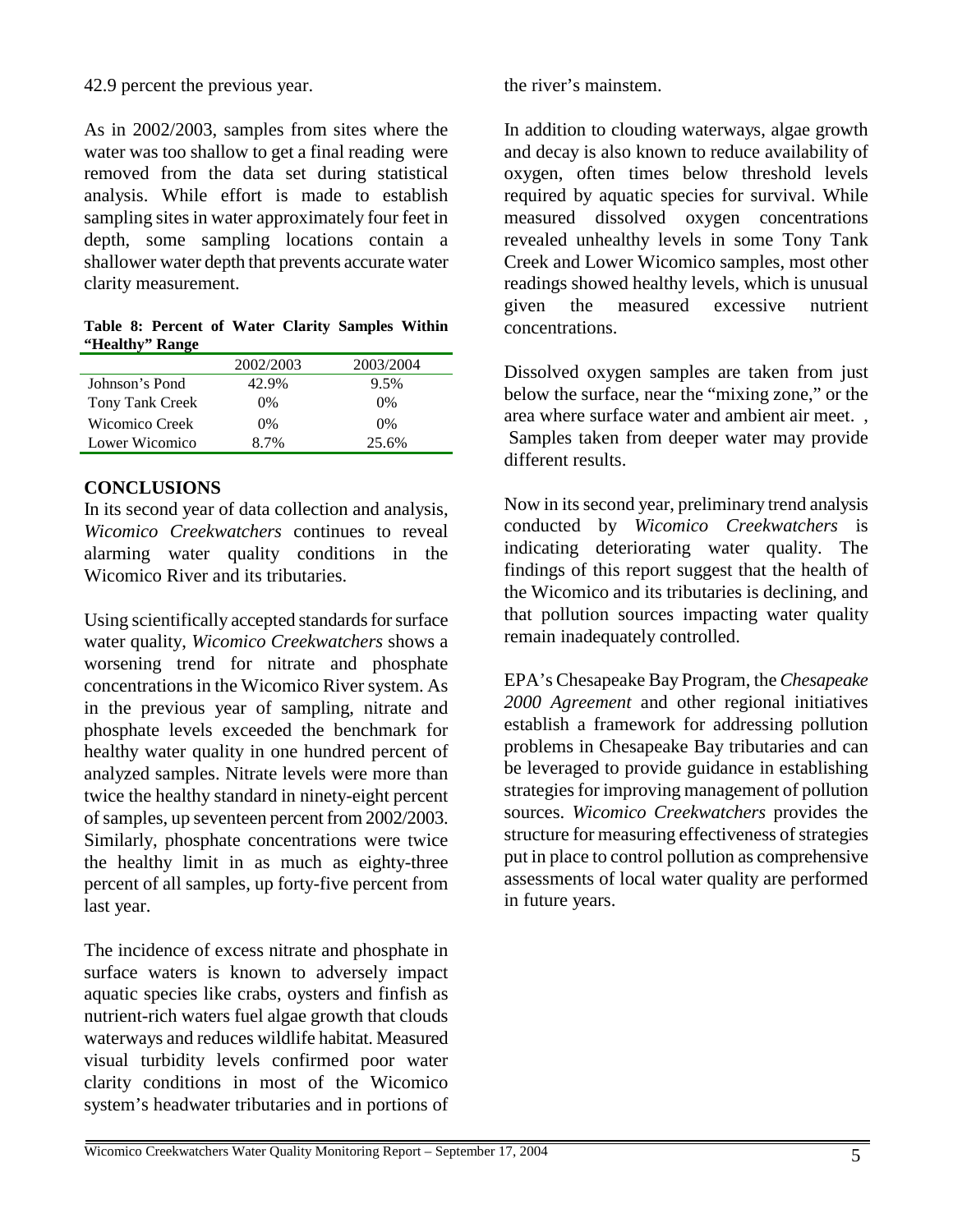42.9 percent the previous year.

As in 2002/2003, samples from sites where the water was too shallow to get a final reading were removed from the data set during statistical analysis. While effort is made to establish sampling sites in water approximately four feet in depth, some sampling locations contain a shallower water depth that prevents accurate water clarity measurement.

**Table 8: Percent of Water Clarity Samples Within "Healthy" Range**

| | 2002/2003 | 2003/2004 |
|---|---|---|
| Johnson's Pond | 42.9% | 9.5% |
| Tony Tank Creek | 0% | 0% |
| Wicomico Creek | 0% | 0% |
| Lower Wicomico | 8.7% | 25.6% |

## CONCLUSIONS

In its second year of data collection and analysis, *Wicomico Creekwatchers* continues to reveal alarming water quality conditions in the Wicomico River and its tributaries.

Using scientifically accepted standards for surface water quality, *Wicomico Creekwatchers* shows a worsening trend for nitrate and phosphate concentrations in the Wicomico River system. As in the previous year of sampling, nitrate and phosphate levels exceeded the benchmark for healthy water quality in one hundred percent of analyzed samples. Nitrate levels were more than twice the healthy standard in ninety-eight percent of samples, up seventeen percent from 2002/2003. Similarly, phosphate concentrations were twice the healthy limit in as much as eighty-three percent of all samples, up forty-five percent from last year.

The incidence of excess nitrate and phosphate in surface waters is known to adversely impact aquatic species like crabs, oysters and finfish as nutrient-rich waters fuel algae growth that clouds waterways and reduces wildlife habitat. Measured visual turbidity levels confirmed poor water clarity conditions in most of the Wicomico system's headwater tributaries and in portions of the river's mainstem.

In addition to clouding waterways, algae growth and decay is also known to reduce availability of oxygen, often times below threshold levels required by aquatic species for survival. While measured dissolved oxygen concentrations revealed unhealthy levels in some Tony Tank Creek and Lower Wicomico samples, most other readings showed healthy levels, which is unusual given the measured excessive nutrient concentrations.

Dissolved oxygen samples are taken from just below the surface, near the "mixing zone," or the area where surface water and ambient air meet. , Samples taken from deeper water may provide different results.

Now in its second year, preliminary trend analysis conducted by *Wicomico Creekwatchers* is indicating deteriorating water quality. The findings of this report suggest that the health of the Wicomico and its tributaries is declining, and that pollution sources impacting water quality remain inadequately controlled.

EPA's Chesapeake Bay Program, the *Chesapeake 2000 Agreement* and other regional initiatives establish a framework for addressing pollution problems in Chesapeake Bay tributaries and can be leveraged to provide guidance in establishing strategies for improving management of pollution sources. *Wicomico Creekwatchers* provides the structure for measuring effectiveness of strategies put in place to control pollution as comprehensive assessments of local water quality are performed in future years.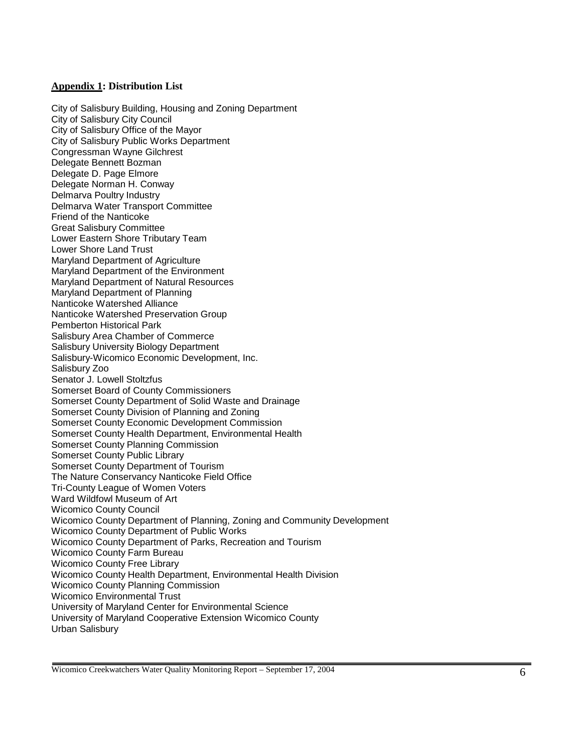**Appendix 1: Distribution List**

City of Salisbury Building, Housing and Zoning Department
City of Salisbury City Council
City of Salisbury Office of the Mayor
City of Salisbury Public Works Department
Congressman Wayne Gilchrest
Delegate Bennett Bozman
Delegate D. Page Elmore
Delegate Norman H. Conway
Delmarva Poultry Industry
Delmarva Water Transport Committee
Friend of the Nanticoke
Great Salisbury Committee
Lower Eastern Shore Tributary Team
Lower Shore Land Trust
Maryland Department of Agriculture
Maryland Department of the Environment
Maryland Department of Natural Resources
Maryland Department of Planning
Nanticoke Watershed Alliance
Nanticoke Watershed Preservation Group
Pemberton Historical Park
Salisbury Area Chamber of Commerce
Salisbury University Biology Department
Salisbury-Wicomico Economic Development, Inc.
Salisbury Zoo
Senator J. Lowell Stoltzfus
Somerset Board of County Commissioners
Somerset County Department of Solid Waste and Drainage
Somerset County Division of Planning and Zoning
Somerset County Economic Development Commission
Somerset County Health Department, Environmental Health
Somerset County Planning Commission
Somerset County Public Library
Somerset County Department of Tourism
The Nature Conservancy Nanticoke Field Office
Tri-County League of Women Voters
Ward Wildfowl Museum of Art
Wicomico County Council
Wicomico County Department of Planning, Zoning and Community Development
Wicomico County Department of Public Works
Wicomico County Department of Parks, Recreation and Tourism
Wicomico County Farm Bureau
Wicomico County Free Library
Wicomico County Health Department, Environmental Health Division
Wicomico County Planning Commission
Wicomico Environmental Trust
University of Maryland Center for Environmental Science
University of Maryland Cooperative Extension Wicomico County
Urban Salisbury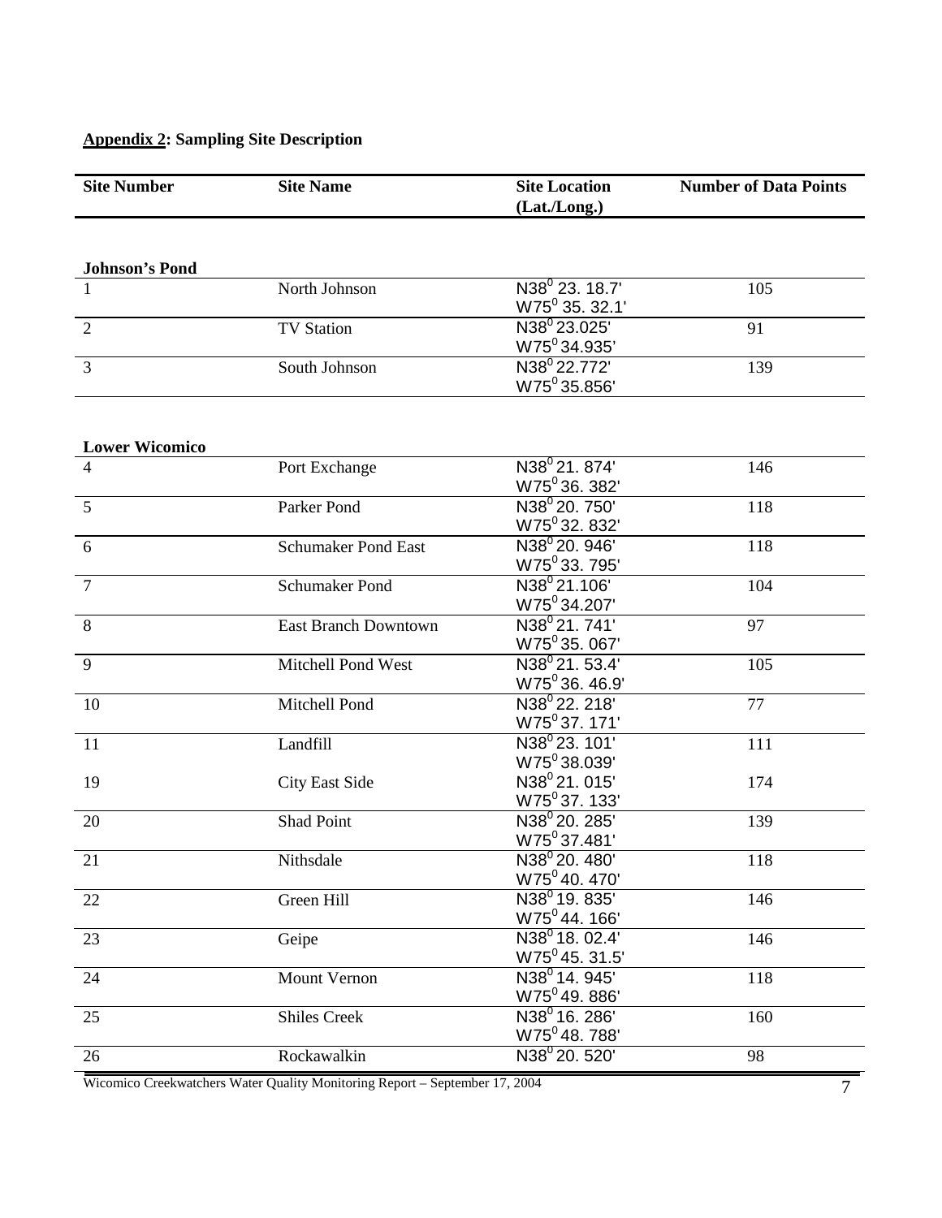**Appendix 2: Sampling Site Description**

| Site Number | Site Name | Site Location (Lat./Long.) | Number of Data Points |
|---|---|---|---|
| **Johnson's Pond** | | | |
| 1 | North Johnson | N38$^0$ 23. 18.7' W75$^0$ 35. 32.1' | 105 |
| 2 | TV Station | N38$^0$ 23.025' W75$^0$ 34.935' | 91 |
| 3 | South Johnson | N38$^0$ 22.772' W75$^0$ 35.856' | 139 |
| **Lower Wicomico** | | | |
| 4 | Port Exchange | N38$^0$ 21. 874' W75$^0$ 36. 382' | 146 |
| 5 | Parker Pond | N38$^0$ 20. 750' W75$^0$ 32. 832' | 118 |
| 6 | Schumaker Pond East | N38$^0$ 20. 946' W75$^0$ 33. 795' | 118 |
| 7 | Schumaker Pond | N38$^0$ 21.106' W75$^0$ 34.207' | 104 |
| 8 | East Branch Downtown | N38$^0$ 21. 741' W75$^0$ 35. 067' | 97 |
| 9 | Mitchell Pond West | N38$^0$ 21. 53.4' W75$^0$ 36. 46.9' | 105 |
| 10 | Mitchell Pond | N38$^0$ 22. 218' W75$^0$ 37. 171' | 77 |
| 11 | Landfill | N38$^0$ 23. 101' W75$^0$ 38.039' | 111 |
| 19 | City East Side | N38$^0$ 21. 015' W75$^0$ 37. 133' | 174 |
| 20 | Shad Point | N38$^0$ 20. 285' W75$^0$ 37.481' | 139 |
| 21 | Nithsdale | N38$^0$ 20. 480' W75$^0$ 40. 470' | 118 |
| 22 | Green Hill | N38$^0$ 19. 835' W75$^0$ 44. 166' | 146 |
| 23 | Geipe | N38$^0$ 18. 02.4' W75$^0$ 45. 31.5' | 146 |
| 24 | Mount Vernon | N38$^0$ 14. 945' W75$^0$ 49. 886' | 118 |
| 25 | Shiles Creek | N38$^0$ 16. 286' W75$^0$ 48. 788' | 160 |
| 26 | Rockawalkin | N38$^0$ 20. 520' | 98 |

Wicomico Creekwatchers Water Quality Monitoring Report – September 17, 2004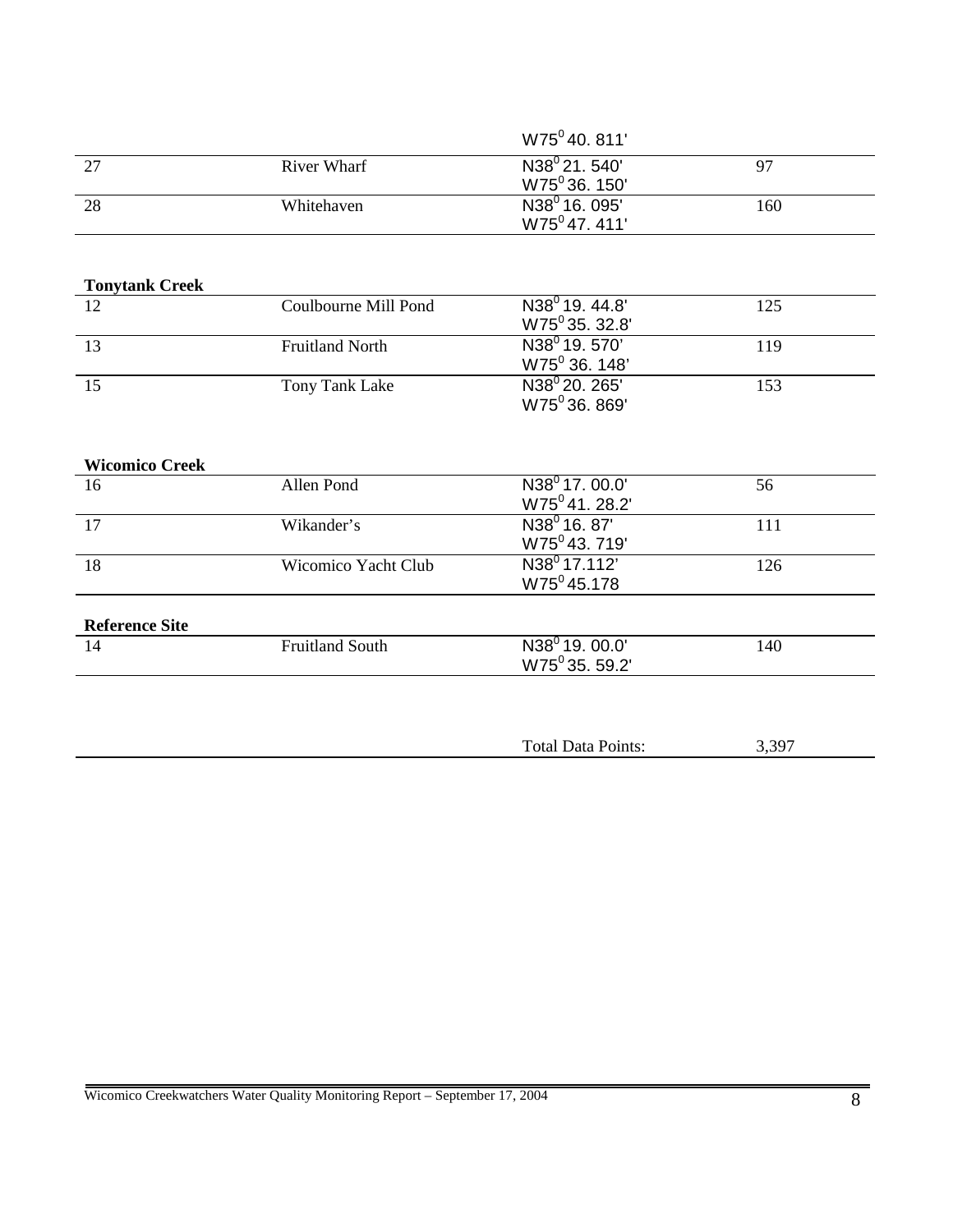| | | | |
|---|---|---|---|
| | | W75$^0$ 40. 811' | |
| 27 | River Wharf | N38$^0$ 21. 540'<br>W75$^0$ 36. 150' | 97 |
| 28 | Whitehaven | N38$^0$ 16. 095'<br>W75$^0$ 47. 411' | 160 |

**Tonytank Creek**

| | | | |
|---|---|---|---|
| 12 | Coulbourne Mill Pond | N38$^0$ 19. 44.8'<br>W75$^0$ 35. 32.8' | 125 |
| 13 | Fruitland North | N38$^0$ 19. 570'<br>W75$^0$ 36. 148' | 119 |
| 15 | Tony Tank Lake | N38$^0$ 20. 265'<br>W75$^0$ 36. 869' | 153 |

**Wicomico Creek**

| | | | |
|---|---|---|---|
| 16 | Allen Pond | N38$^0$ 17. 00.0'<br>W75$^0$ 41. 28.2' | 56 |
| 17 | Wikander's | N38$^0$ 16. 87'<br>W75$^0$ 43. 719' | 111 |
| 18 | Wicomico Yacht Club | N38$^0$ 17.112'<br>W75$^0$ 45.178 | 126 |

**Reference Site**

| | | | |
|---|---|---|---|
| 14 | Fruitland South | N38$^0$ 19. 00.0'<br>W75$^0$ 35. 59.2' | 140 |

| | | | |
|---|---|---|---|
| | | Total Data Points: | 3,397 |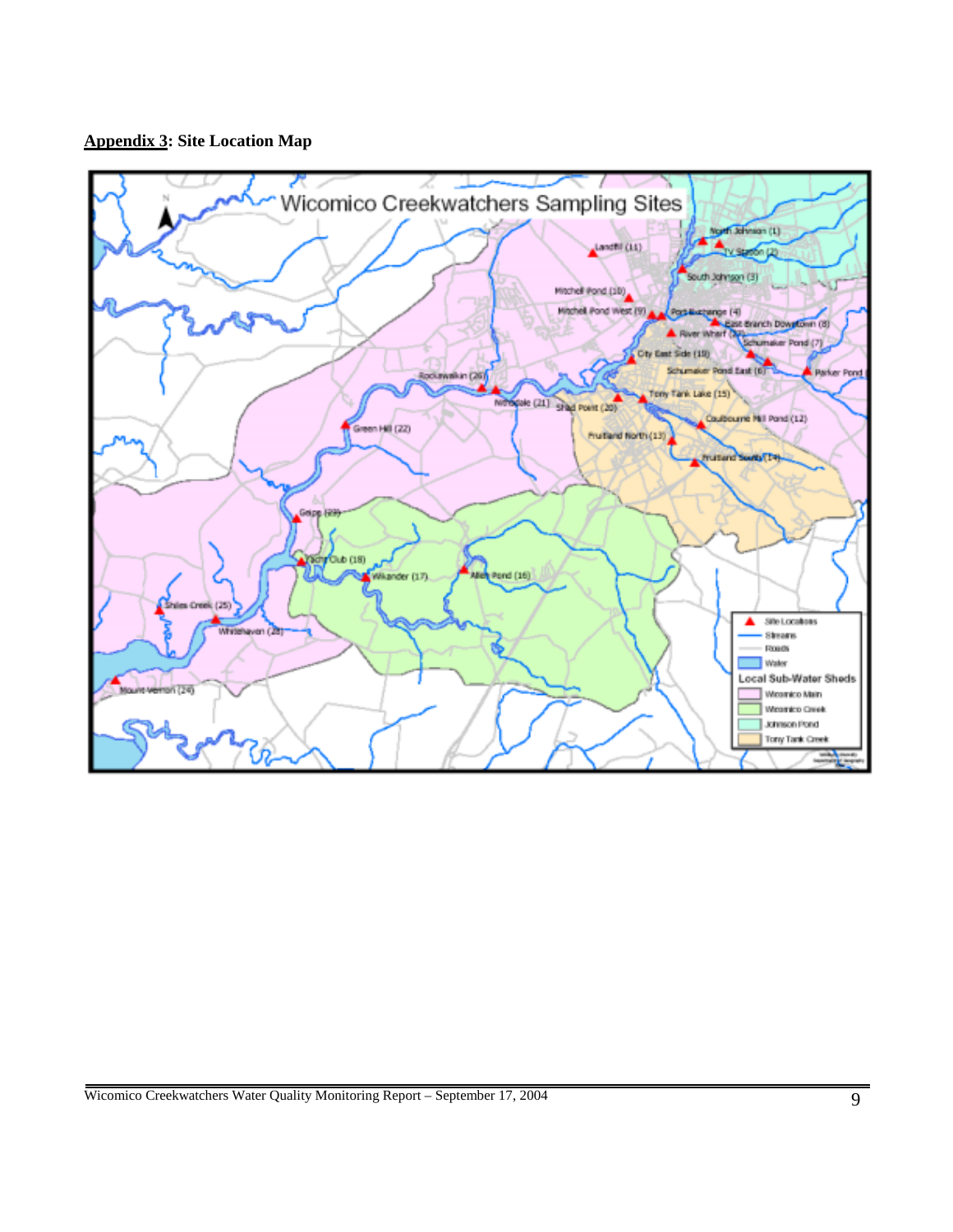**Appendix 3: Site Location Map**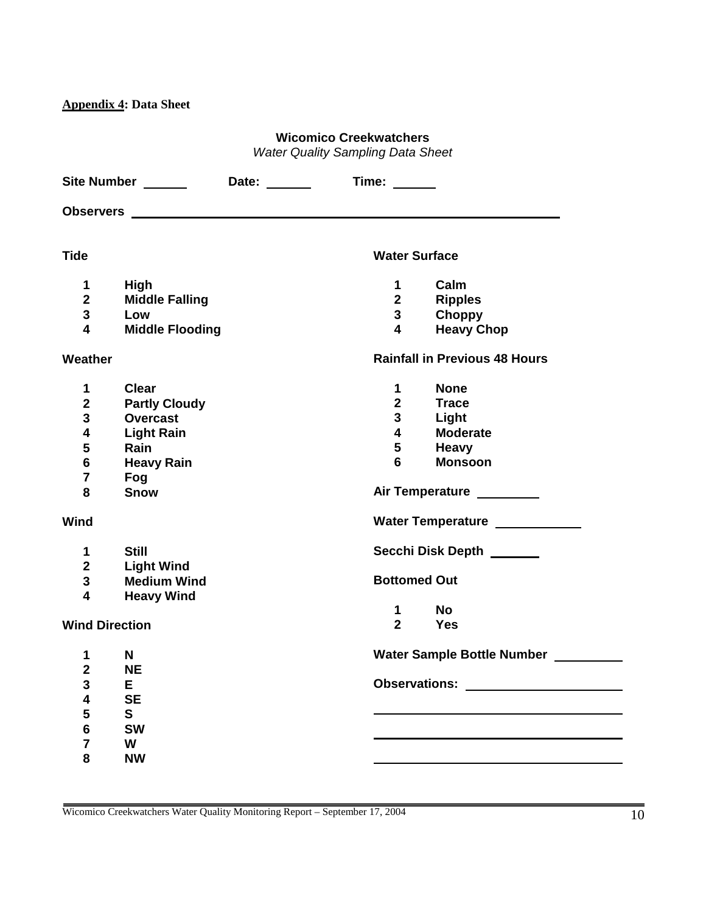**Appendix 4: Data Sheet**

**Wicomico Creekwatchers**
*Water Quality Sampling Data Sheet*

**Site Number** ______ **Date:** ______ **Time:** ______

**Observers** ____________________________________________

**Tide**

| | |
|---|---|
| **1** | **High** |
| **2** | **Middle Falling** |
| **3** | **Low** |
| **4** | **Middle Flooding** |

**Weather**

| | |
|---|---|
| **1** | **Clear** |
| **2** | **Partly Cloudy** |
| **3** | **Overcast** |
| **4** | **Light Rain** |
| **5** | **Rain** |
| **6** | **Heavy Rain** |
| **7** | **Fog** |
| **8** | **Snow** |

**Wind**

| | |
|---|---|
| **1** | **Still** |
| **2** | **Light Wind** |
| **3** | **Medium Wind** |
| **4** | **Heavy Wind** |

**Wind Direction**

| | |
|---|---|
| **1** | **N** |
| **2** | **NE** |
| **3** | **E** |
| **4** | **SE** |
| **5** | **S** |
| **6** | **SW** |
| **7** | **W** |
| **8** | **NW** |

**Water Surface**

| | |
|---|---|
| **1** | **Calm** |
| **2** | **Ripples** |
| **3** | **Choppy** |
| **4** | **Heavy Chop** |

**Rainfall in Previous 48 Hours**

| | |
|---|---|
| **1** | **None** |
| **2** | **Trace** |
| **3** | **Light** |
| **4** | **Moderate** |
| **5** | **Heavy** |
| **6** | **Monsoon** |

**Air Temperature** ________

**Water Temperature** ___________

**Secchi Disk Depth** _______

**Bottomed Out**

| | |
|---|---|
| **1** | **No** |
| **2** | **Yes** |

**Water Sample Bottle Number** _________

**Observations:** ____________________

____________________________________

____________________________________

____________________________________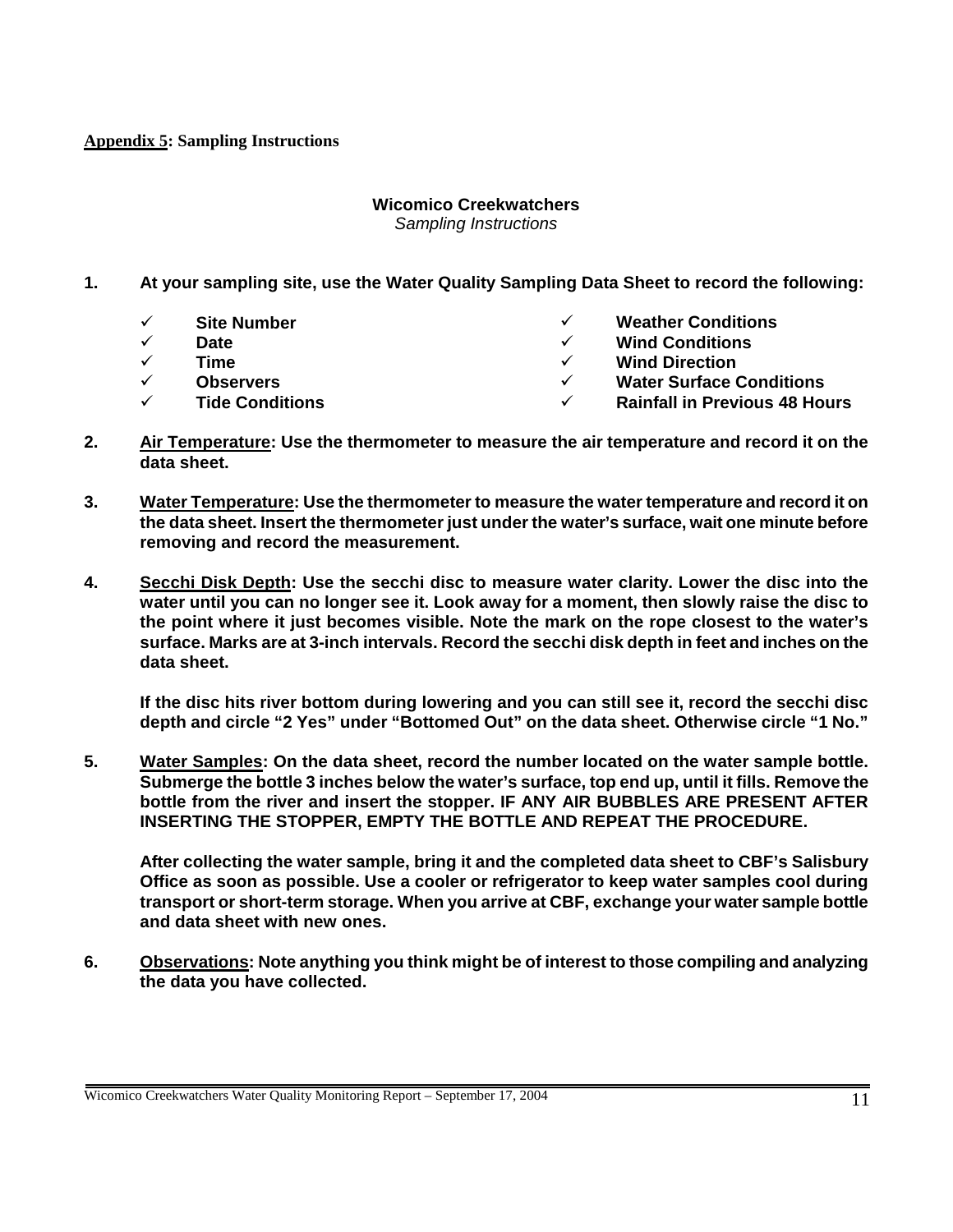**Appendix 5: Sampling Instructions**

**Wicomico Creekwatchers**
*Sampling Instructions*

**1. At your sampling site, use the Water Quality Sampling Data Sheet to record the following:**

- ✓ **Site Number**
- ✓ **Date**
- ✓ **Time**
- ✓ **Observers**
- ✓ **Tide Conditions**
- ✓ **Weather Conditions**
- ✓ **Wind Conditions**
- ✓ **Wind Direction**
- ✓ **Water Surface Conditions**
- ✓ **Rainfall in Previous 48 Hours**

**2. Air Temperature: Use the thermometer to measure the air temperature and record it on the data sheet.**

**3. Water Temperature: Use the thermometer to measure the water temperature and record it on the data sheet. Insert the thermometer just under the water's surface, wait one minute before removing and record the measurement.**

**4. Secchi Disk Depth: Use the secchi disc to measure water clarity. Lower the disc into the water until you can no longer see it. Look away for a moment, then slowly raise the disc to the point where it just becomes visible. Note the mark on the rope closest to the water's surface. Marks are at 3-inch intervals. Record the secchi disk depth in feet and inches on the data sheet.**

**If the disc hits river bottom during lowering and you can still see it, record the secchi disc depth and circle "2 Yes" under "Bottomed Out" on the data sheet. Otherwise circle "1 No."**

**5. Water Samples: On the data sheet, record the number located on the water sample bottle. Submerge the bottle 3 inches below the water's surface, top end up, until it fills. Remove the bottle from the river and insert the stopper. IF ANY AIR BUBBLES ARE PRESENT AFTER INSERTING THE STOPPER, EMPTY THE BOTTLE AND REPEAT THE PROCEDURE.**

**After collecting the water sample, bring it and the completed data sheet to CBF's Salisbury Office as soon as possible. Use a cooler or refrigerator to keep water samples cool during transport or short-term storage. When you arrive at CBF, exchange your water sample bottle and data sheet with new ones.**

**6. Observations: Note anything you think might be of interest to those compiling and analyzing the data you have collected.**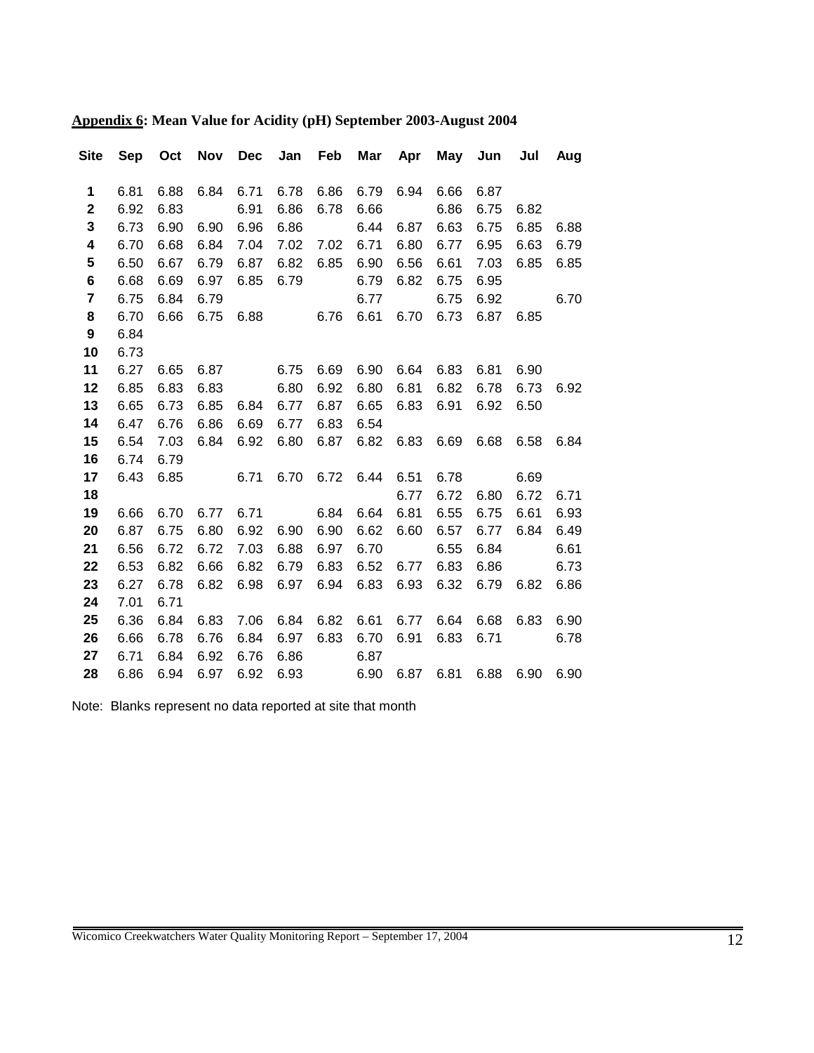**Appendix 6: Mean Value for Acidity (pH) September 2003-August 2004**

| Site | Sep | Oct | Nov | Dec | Jan | Feb | Mar | Apr | May | Jun | Jul | Aug |
|---|---|---|---|---|---|---|---|---|---|---|---|---|
| **1** | 6.81 | 6.88 | 6.84 | 6.71 | 6.78 | 6.86 | 6.79 | 6.94 | 6.66 | 6.87 | | |
| **2** | 6.92 | 6.83 | | 6.91 | 6.86 | 6.78 | 6.66 | | 6.86 | 6.75 | 6.82 | |
| **3** | 6.73 | 6.90 | 6.90 | 6.96 | 6.86 | | 6.44 | 6.87 | 6.63 | 6.75 | 6.85 | 6.88 |
| **4** | 6.70 | 6.68 | 6.84 | 7.04 | 7.02 | 7.02 | 6.71 | 6.80 | 6.77 | 6.95 | 6.63 | 6.79 |
| **5** | 6.50 | 6.67 | 6.79 | 6.87 | 6.82 | 6.85 | 6.90 | 6.56 | 6.61 | 7.03 | 6.85 | 6.85 |
| **6** | 6.68 | 6.69 | 6.97 | 6.85 | 6.79 | | 6.79 | 6.82 | 6.75 | 6.95 | | |
| **7** | 6.75 | 6.84 | 6.79 | | | | 6.77 | | 6.75 | 6.92 | | 6.70 |
| **8** | 6.70 | 6.66 | 6.75 | 6.88 | | 6.76 | 6.61 | 6.70 | 6.73 | 6.87 | 6.85 | |
| **9** | 6.84 | | | | | | | | | | | |
| **10** | 6.73 | | | | | | | | | | | |
| **11** | 6.27 | 6.65 | 6.87 | | 6.75 | 6.69 | 6.90 | 6.64 | 6.83 | 6.81 | 6.90 | |
| **12** | 6.85 | 6.83 | 6.83 | | 6.80 | 6.92 | 6.80 | 6.81 | 6.82 | 6.78 | 6.73 | 6.92 |
| **13** | 6.65 | 6.73 | 6.85 | 6.84 | 6.77 | 6.87 | 6.65 | 6.83 | 6.91 | 6.92 | 6.50 | |
| **14** | 6.47 | 6.76 | 6.86 | 6.69 | 6.77 | 6.83 | 6.54 | | | | | |
| **15** | 6.54 | 7.03 | 6.84 | 6.92 | 6.80 | 6.87 | 6.82 | 6.83 | 6.69 | 6.68 | 6.58 | 6.84 |
| **16** | 6.74 | 6.79 | | | | | | | | | | |
| **17** | 6.43 | 6.85 | | 6.71 | 6.70 | 6.72 | 6.44 | 6.51 | 6.78 | | 6.69 | |
| **18** | | | | | | | | 6.77 | 6.72 | 6.80 | 6.72 | 6.71 |
| **19** | 6.66 | 6.70 | 6.77 | 6.71 | | 6.84 | 6.64 | 6.81 | 6.55 | 6.75 | 6.61 | 6.93 |
| **20** | 6.87 | 6.75 | 6.80 | 6.92 | 6.90 | 6.90 | 6.62 | 6.60 | 6.57 | 6.77 | 6.84 | 6.49 |
| **21** | 6.56 | 6.72 | 6.72 | 7.03 | 6.88 | 6.97 | 6.70 | | 6.55 | 6.84 | | 6.61 |
| **22** | 6.53 | 6.82 | 6.66 | 6.82 | 6.79 | 6.83 | 6.52 | 6.77 | 6.83 | 6.86 | | 6.73 |
| **23** | 6.27 | 6.78 | 6.82 | 6.98 | 6.97 | 6.94 | 6.83 | 6.93 | 6.32 | 6.79 | 6.82 | 6.86 |
| **24** | 7.01 | 6.71 | | | | | | | | | | |
| **25** | 6.36 | 6.84 | 6.83 | 7.06 | 6.84 | 6.82 | 6.61 | 6.77 | 6.64 | 6.68 | 6.83 | 6.90 |
| **26** | 6.66 | 6.78 | 6.76 | 6.84 | 6.97 | 6.83 | 6.70 | 6.91 | 6.83 | 6.71 | | 6.78 |
| **27** | 6.71 | 6.84 | 6.92 | 6.76 | 6.86 | | 6.87 | | | | | |
| **28** | 6.86 | 6.94 | 6.97 | 6.92 | 6.93 | | 6.90 | 6.87 | 6.81 | 6.88 | 6.90 | 6.90 |

Note: Blanks represent no data reported at site that month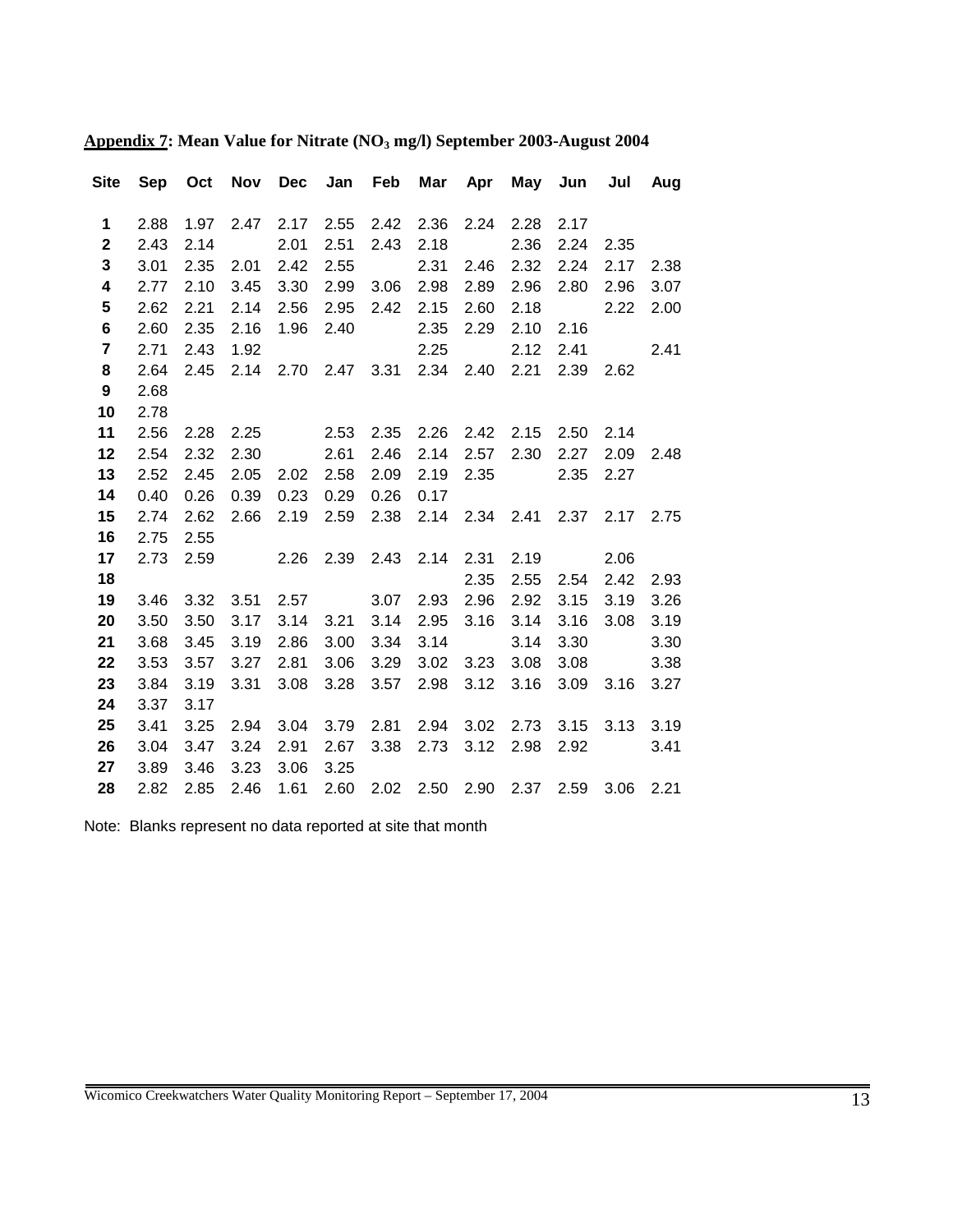**Appendix 7: Mean Value for Nitrate ($NO_3$ mg/l) September 2003-August 2004**

| Site | Sep | Oct | Nov | Dec | Jan | Feb | Mar | Apr | May | Jun | Jul | Aug |
|---|---|---|---|---|---|---|---|---|---|---|---|---|
| **1** | 2.88 | 1.97 | 2.47 | 2.17 | 2.55 | 2.42 | 2.36 | 2.24 | 2.28 | 2.17 | | |
| **2** | 2.43 | 2.14 | | 2.01 | 2.51 | 2.43 | 2.18 | | 2.36 | 2.24 | 2.35 | |
| **3** | 3.01 | 2.35 | 2.01 | 2.42 | 2.55 | | 2.31 | 2.46 | 2.32 | 2.24 | 2.17 | 2.38 |
| **4** | 2.77 | 2.10 | 3.45 | 3.30 | 2.99 | 3.06 | 2.98 | 2.89 | 2.96 | 2.80 | 2.96 | 3.07 |
| **5** | 2.62 | 2.21 | 2.14 | 2.56 | 2.95 | 2.42 | 2.15 | 2.60 | 2.18 | | 2.22 | 2.00 |
| **6** | 2.60 | 2.35 | 2.16 | 1.96 | 2.40 | | 2.35 | 2.29 | 2.10 | 2.16 | | |
| **7** | 2.71 | 2.43 | 1.92 | | | | 2.25 | | 2.12 | 2.41 | | 2.41 |
| **8** | 2.64 | 2.45 | 2.14 | 2.70 | 2.47 | 3.31 | 2.34 | 2.40 | 2.21 | 2.39 | 2.62 | |
| **9** | 2.68 | | | | | | | | | | | |
| **10** | 2.78 | | | | | | | | | | | |
| **11** | 2.56 | 2.28 | 2.25 | | 2.53 | 2.35 | 2.26 | 2.42 | 2.15 | 2.50 | 2.14 | |
| **12** | 2.54 | 2.32 | 2.30 | | 2.61 | 2.46 | 2.14 | 2.57 | 2.30 | 2.27 | 2.09 | 2.48 |
| **13** | 2.52 | 2.45 | 2.05 | 2.02 | 2.58 | 2.09 | 2.19 | 2.35 | | 2.35 | 2.27 | |
| **14** | 0.40 | 0.26 | 0.39 | 0.23 | 0.29 | 0.26 | 0.17 | | | | | |
| **15** | 2.74 | 2.62 | 2.66 | 2.19 | 2.59 | 2.38 | 2.14 | 2.34 | 2.41 | 2.37 | 2.17 | 2.75 |
| **16** | 2.75 | 2.55 | | | | | | | | | | |
| **17** | 2.73 | 2.59 | | 2.26 | 2.39 | 2.43 | 2.14 | 2.31 | 2.19 | | 2.06 | |
| **18** | | | | | | | | 2.35 | 2.55 | 2.54 | 2.42 | 2.93 |
| **19** | 3.46 | 3.32 | 3.51 | 2.57 | | 3.07 | 2.93 | 2.96 | 2.92 | 3.15 | 3.19 | 3.26 |
| **20** | 3.50 | 3.50 | 3.17 | 3.14 | 3.21 | 3.14 | 2.95 | 3.16 | 3.14 | 3.16 | 3.08 | 3.19 |
| **21** | 3.68 | 3.45 | 3.19 | 2.86 | 3.00 | 3.34 | 3.14 | | 3.14 | 3.30 | | 3.30 |
| **22** | 3.53 | 3.57 | 3.27 | 2.81 | 3.06 | 3.29 | 3.02 | 3.23 | 3.08 | 3.08 | | 3.38 |
| **23** | 3.84 | 3.19 | 3.31 | 3.08 | 3.28 | 3.57 | 2.98 | 3.12 | 3.16 | 3.09 | 3.16 | 3.27 |
| **24** | 3.37 | 3.17 | | | | | | | | | | |
| **25** | 3.41 | 3.25 | 2.94 | 3.04 | 3.79 | 2.81 | 2.94 | 3.02 | 2.73 | 3.15 | 3.13 | 3.19 |
| **26** | 3.04 | 3.47 | 3.24 | 2.91 | 2.67 | 3.38 | 2.73 | 3.12 | 2.98 | 2.92 | | 3.41 |
| **27** | 3.89 | 3.46 | 3.23 | 3.06 | 3.25 | | | | | | | |
| **28** | 2.82 | 2.85 | 2.46 | 1.61 | 2.60 | 2.02 | 2.50 | 2.90 | 2.37 | 2.59 | 3.06 | 2.21 |

Note: Blanks represent no data reported at site that month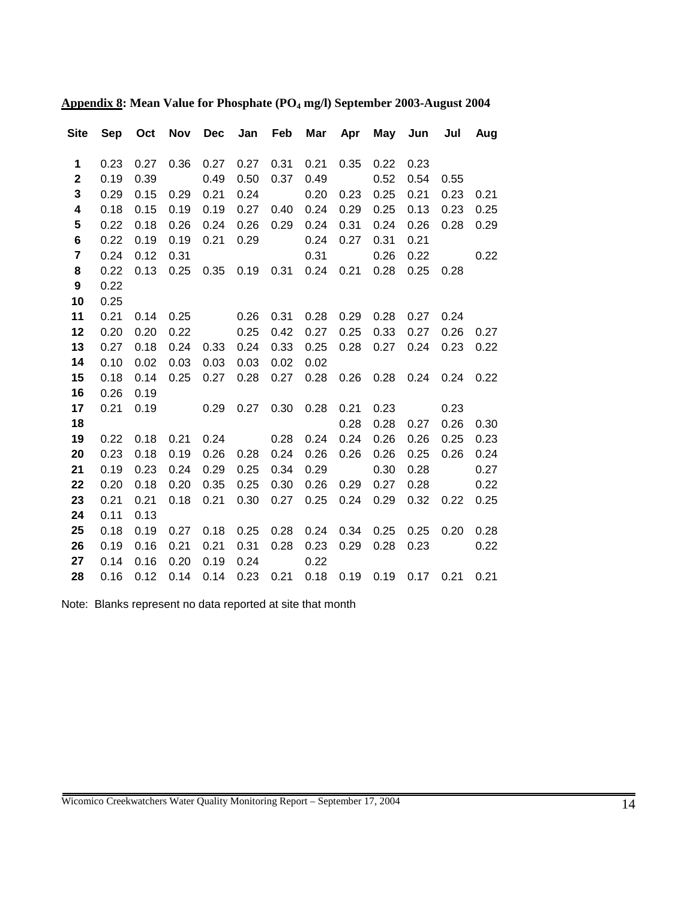**Appendix 8: Mean Value for Phosphate ($PO_4$ mg/l) September 2003-August 2004**

| Site | Sep | Oct | Nov | Dec | Jan | Feb | Mar | Apr | May | Jun | Jul | Aug |
|---|---|---|---|---|---|---|---|---|---|---|---|---|
| **1** | 0.23 | 0.27 | 0.36 | 0.27 | 0.27 | 0.31 | 0.21 | 0.35 | 0.22 | 0.23 | | |
| **2** | 0.19 | 0.39 | | 0.49 | 0.50 | 0.37 | 0.49 | | 0.52 | 0.54 | 0.55 | |
| **3** | 0.29 | 0.15 | 0.29 | 0.21 | 0.24 | | 0.20 | 0.23 | 0.25 | 0.21 | 0.23 | 0.21 |
| **4** | 0.18 | 0.15 | 0.19 | 0.19 | 0.27 | 0.40 | 0.24 | 0.29 | 0.25 | 0.13 | 0.23 | 0.25 |
| **5** | 0.22 | 0.18 | 0.26 | 0.24 | 0.26 | 0.29 | 0.24 | 0.31 | 0.24 | 0.26 | 0.28 | 0.29 |
| **6** | 0.22 | 0.19 | 0.19 | 0.21 | 0.29 | | 0.24 | 0.27 | 0.31 | 0.21 | | |
| **7** | 0.24 | 0.12 | 0.31 | | | | 0.31 | | 0.26 | 0.22 | | 0.22 |
| **8** | 0.22 | 0.13 | 0.25 | 0.35 | 0.19 | 0.31 | 0.24 | 0.21 | 0.28 | 0.25 | 0.28 | |
| **9** | 0.22 | | | | | | | | | | | |
| **10** | 0.25 | | | | | | | | | | | |
| **11** | 0.21 | 0.14 | 0.25 | | 0.26 | 0.31 | 0.28 | 0.29 | 0.28 | 0.27 | 0.24 | |
| **12** | 0.20 | 0.20 | 0.22 | | 0.25 | 0.42 | 0.27 | 0.25 | 0.33 | 0.27 | 0.26 | 0.27 |
| **13** | 0.27 | 0.18 | 0.24 | 0.33 | 0.24 | 0.33 | 0.25 | 0.28 | 0.27 | 0.24 | 0.23 | 0.22 |
| **14** | 0.10 | 0.02 | 0.03 | 0.03 | 0.03 | 0.02 | 0.02 | | | | | |
| **15** | 0.18 | 0.14 | 0.25 | 0.27 | 0.28 | 0.27 | 0.28 | 0.26 | 0.28 | 0.24 | 0.24 | 0.22 |
| **16** | 0.26 | 0.19 | | | | | | | | | | |
| **17** | 0.21 | 0.19 | | 0.29 | 0.27 | 0.30 | 0.28 | 0.21 | 0.23 | | 0.23 | |
| **18** | | | | | | | | 0.28 | 0.28 | 0.27 | 0.26 | 0.30 |
| **19** | 0.22 | 0.18 | 0.21 | 0.24 | | 0.28 | 0.24 | 0.24 | 0.26 | 0.26 | 0.25 | 0.23 |
| **20** | 0.23 | 0.18 | 0.19 | 0.26 | 0.28 | 0.24 | 0.26 | 0.26 | 0.26 | 0.25 | 0.26 | 0.24 |
| **21** | 0.19 | 0.23 | 0.24 | 0.29 | 0.25 | 0.34 | 0.29 | | 0.30 | 0.28 | | 0.27 |
| **22** | 0.20 | 0.18 | 0.20 | 0.35 | 0.25 | 0.30 | 0.26 | 0.29 | 0.27 | 0.28 | | 0.22 |
| **23** | 0.21 | 0.21 | 0.18 | 0.21 | 0.30 | 0.27 | 0.25 | 0.24 | 0.29 | 0.32 | 0.22 | 0.25 |
| **24** | 0.11 | 0.13 | | | | | | | | | | |
| **25** | 0.18 | 0.19 | 0.27 | 0.18 | 0.25 | 0.28 | 0.24 | 0.34 | 0.25 | 0.25 | 0.20 | 0.28 |
| **26** | 0.19 | 0.16 | 0.21 | 0.21 | 0.31 | 0.28 | 0.23 | 0.29 | 0.28 | 0.23 | | 0.22 |
| **27** | 0.14 | 0.16 | 0.20 | 0.19 | 0.24 | | 0.22 | | | | | |
| **28** | 0.16 | 0.12 | 0.14 | 0.14 | 0.23 | 0.21 | 0.18 | 0.19 | 0.19 | 0.17 | 0.21 | 0.21 |

Note: Blanks represent no data reported at site that month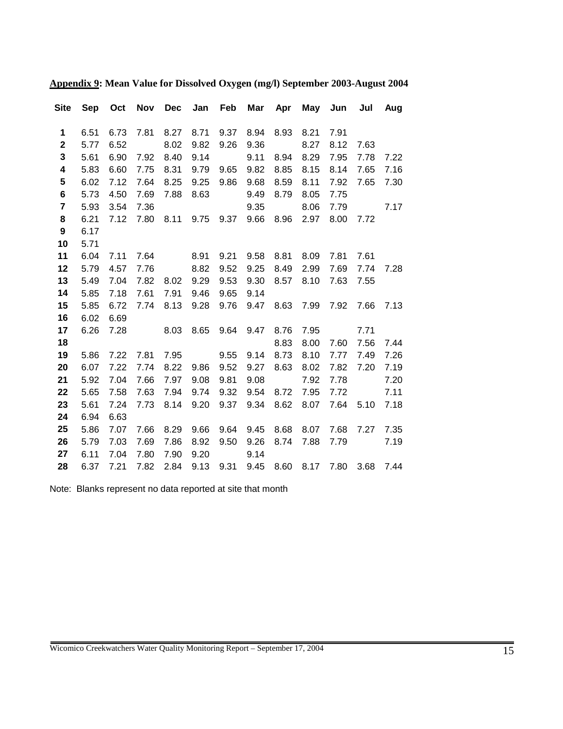**Appendix 9: Mean Value for Dissolved Oxygen (mg/l) September 2003-August 2004**

| Site | Sep | Oct | Nov | Dec | Jan | Feb | Mar | Apr | May | Jun | Jul | Aug |
|---|---|---|---|---|---|---|---|---|---|---|---|---|
| **1** | 6.51 | 6.73 | 7.81 | 8.27 | 8.71 | 9.37 | 8.94 | 8.93 | 8.21 | 7.91 | | |
| **2** | 5.77 | 6.52 | | 8.02 | 9.82 | 9.26 | 9.36 | | 8.27 | 8.12 | 7.63 | |
| **3** | 5.61 | 6.90 | 7.92 | 8.40 | 9.14 | | 9.11 | 8.94 | 8.29 | 7.95 | 7.78 | 7.22 |
| **4** | 5.83 | 6.60 | 7.75 | 8.31 | 9.79 | 9.65 | 9.82 | 8.85 | 8.15 | 8.14 | 7.65 | 7.16 |
| **5** | 6.02 | 7.12 | 7.64 | 8.25 | 9.25 | 9.86 | 9.68 | 8.59 | 8.11 | 7.92 | 7.65 | 7.30 |
| **6** | 5.73 | 4.50 | 7.69 | 7.88 | 8.63 | | 9.49 | 8.79 | 8.05 | 7.75 | | |
| **7** | 5.93 | 3.54 | 7.36 | | | | 9.35 | | 8.06 | 7.79 | | 7.17 |
| **8** | 6.21 | 7.12 | 7.80 | 8.11 | 9.75 | 9.37 | 9.66 | 8.96 | 2.97 | 8.00 | 7.72 | |
| **9** | 6.17 | | | | | | | | | | | |
| **10** | 5.71 | | | | | | | | | | | |
| **11** | 6.04 | 7.11 | 7.64 | | 8.91 | 9.21 | 9.58 | 8.81 | 8.09 | 7.81 | 7.61 | |
| **12** | 5.79 | 4.57 | 7.76 | | 8.82 | 9.52 | 9.25 | 8.49 | 2.99 | 7.69 | 7.74 | 7.28 |
| **13** | 5.49 | 7.04 | 7.82 | 8.02 | 9.29 | 9.53 | 9.30 | 8.57 | 8.10 | 7.63 | 7.55 | |
| **14** | 5.85 | 7.18 | 7.61 | 7.91 | 9.46 | 9.65 | 9.14 | | | | | |
| **15** | 5.85 | 6.72 | 7.74 | 8.13 | 9.28 | 9.76 | 9.47 | 8.63 | 7.99 | 7.92 | 7.66 | 7.13 |
| **16** | 6.02 | 6.69 | | | | | | | | | | |
| **17** | 6.26 | 7.28 | | 8.03 | 8.65 | 9.64 | 9.47 | 8.76 | 7.95 | | 7.71 | |
| **18** | | | | | | | | 8.83 | 8.00 | 7.60 | 7.56 | 7.44 |
| **19** | 5.86 | 7.22 | 7.81 | 7.95 | | 9.55 | 9.14 | 8.73 | 8.10 | 7.77 | 7.49 | 7.26 |
| **20** | 6.07 | 7.22 | 7.74 | 8.22 | 9.86 | 9.52 | 9.27 | 8.63 | 8.02 | 7.82 | 7.20 | 7.19 |
| **21** | 5.92 | 7.04 | 7.66 | 7.97 | 9.08 | 9.81 | 9.08 | | 7.92 | 7.78 | | 7.20 |
| **22** | 5.65 | 7.58 | 7.63 | 7.94 | 9.74 | 9.32 | 9.54 | 8.72 | 7.95 | 7.72 | | 7.11 |
| **23** | 5.61 | 7.24 | 7.73 | 8.14 | 9.20 | 9.37 | 9.34 | 8.62 | 8.07 | 7.64 | 5.10 | 7.18 |
| **24** | 6.94 | 6.63 | | | | | | | | | | |
| **25** | 5.86 | 7.07 | 7.66 | 8.29 | 9.66 | 9.64 | 9.45 | 8.68 | 8.07 | 7.68 | 7.27 | 7.35 |
| **26** | 5.79 | 7.03 | 7.69 | 7.86 | 8.92 | 9.50 | 9.26 | 8.74 | 7.88 | 7.79 | | 7.19 |
| **27** | 6.11 | 7.04 | 7.80 | 7.90 | 9.20 | | 9.14 | | | | | |
| **28** | 6.37 | 7.21 | 7.82 | 2.84 | 9.13 | 9.31 | 9.45 | 8.60 | 8.17 | 7.80 | 3.68 | 7.44 |

Note: Blanks represent no data reported at site that month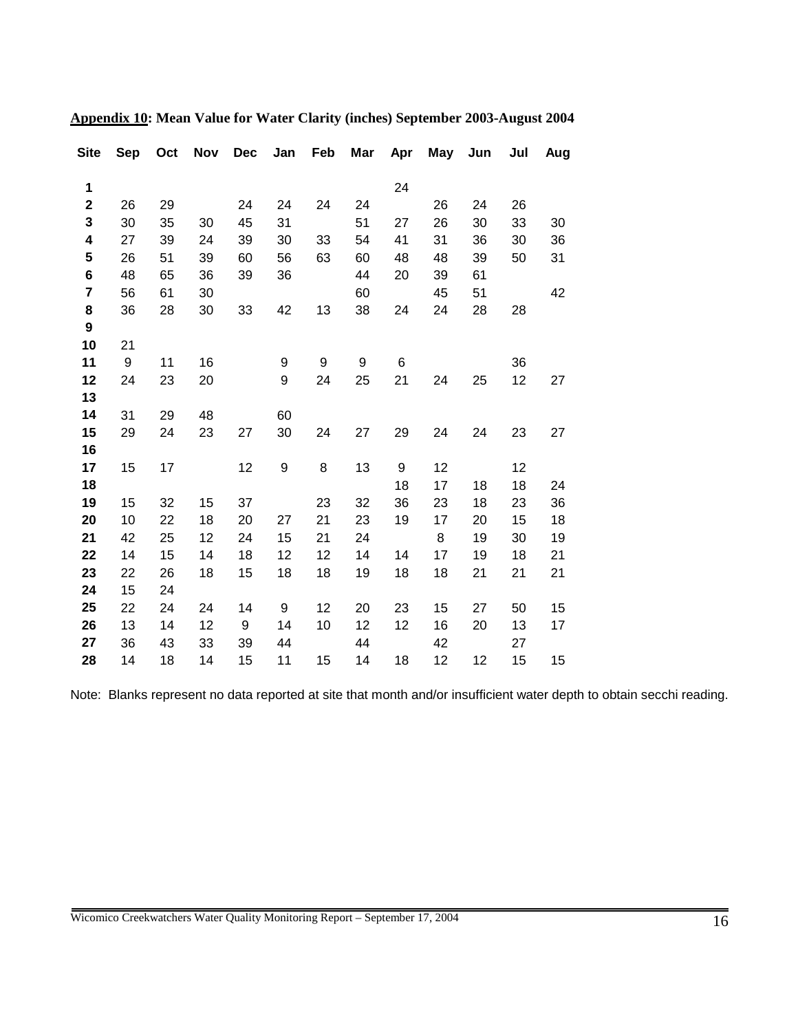**Appendix 10: Mean Value for Water Clarity (inches) September 2003-August 2004**

| Site | Sep | Oct | Nov | Dec | Jan | Feb | Mar | Apr | May | Jun | Jul | Aug |
|---|---|---|---|---|---|---|---|---|---|---|---|---|
| **1** | | | | | | | | 24 | | | | |
| **2** | 26 | 29 | | 24 | 24 | 24 | 24 | | 26 | 24 | 26 | |
| **3** | 30 | 35 | 30 | 45 | 31 | | 51 | 27 | 26 | 30 | 33 | 30 |
| **4** | 27 | 39 | 24 | 39 | 30 | 33 | 54 | 41 | 31 | 36 | 30 | 36 |
| **5** | 26 | 51 | 39 | 60 | 56 | 63 | 60 | 48 | 48 | 39 | 50 | 31 |
| **6** | 48 | 65 | 36 | 39 | 36 | | 44 | 20 | 39 | 61 | | |
| **7** | 56 | 61 | 30 | | | | 60 | | 45 | 51 | | 42 |
| **8** | 36 | 28 | 30 | 33 | 42 | 13 | 38 | 24 | 24 | 28 | 28 | |
| **9** | | | | | | | | | | | | |
| **10** | 21 | | | | | | | | | | | |
| **11** | 9 | 11 | 16 | | 9 | 9 | 9 | 6 | | | 36 | |
| **12** | 24 | 23 | 20 | | 9 | 24 | 25 | 21 | 24 | 25 | 12 | 27 |
| **13** | | | | | | | | | | | | |
| **14** | 31 | 29 | 48 | | 60 | | | | | | | |
| **15** | 29 | 24 | 23 | 27 | 30 | 24 | 27 | 29 | 24 | 24 | 23 | 27 |
| **16** | | | | | | | | | | | | |
| **17** | 15 | 17 | | 12 | 9 | 8 | 13 | 9 | 12 | | 12 | |
| **18** | | | | | | | | 18 | 17 | 18 | 18 | 24 |
| **19** | 15 | 32 | 15 | 37 | | 23 | 32 | 36 | 23 | 18 | 23 | 36 |
| **20** | 10 | 22 | 18 | 20 | 27 | 21 | 23 | 19 | 17 | 20 | 15 | 18 |
| **21** | 42 | 25 | 12 | 24 | 15 | 21 | 24 | | 8 | 19 | 30 | 19 |
| **22** | 14 | 15 | 14 | 18 | 12 | 12 | 14 | 14 | 17 | 19 | 18 | 21 |
| **23** | 22 | 26 | 18 | 15 | 18 | 18 | 19 | 18 | 18 | 21 | 21 | 21 |
| **24** | 15 | 24 | | | | | | | | | | |
| **25** | 22 | 24 | 24 | 14 | 9 | 12 | 20 | 23 | 15 | 27 | 50 | 15 |
| **26** | 13 | 14 | 12 | 9 | 14 | 10 | 12 | 12 | 16 | 20 | 13 | 17 |
| **27** | 36 | 43 | 33 | 39 | 44 | | 44 | | 42 | | 27 | |
| **28** | 14 | 18 | 14 | 15 | 11 | 15 | 14 | 18 | 12 | 12 | 15 | 15 |

Note: Blanks represent no data reported at site that month and/or insufficient water depth to obtain secchi reading.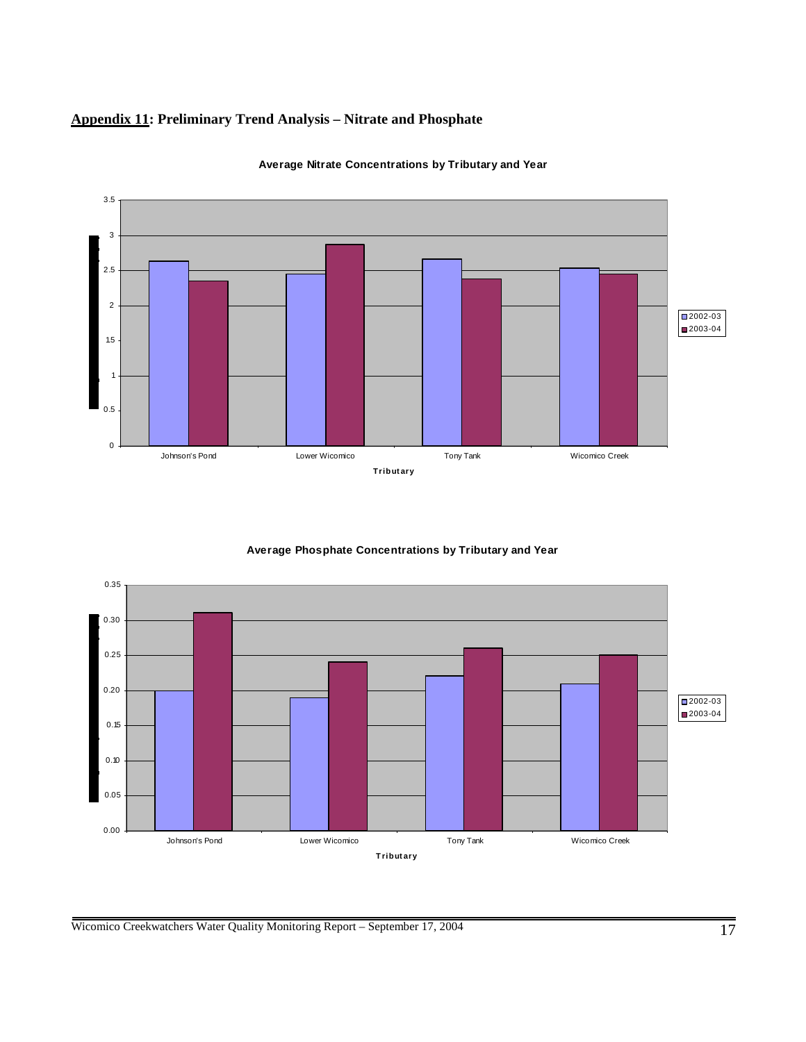**Appendix 11: Preliminary Trend Analysis – Nitrate and Phosphate**

**Average Nitrate Concentrations by Tributary and Year**

**Average Phosphate Concentrations by Tributary and Year**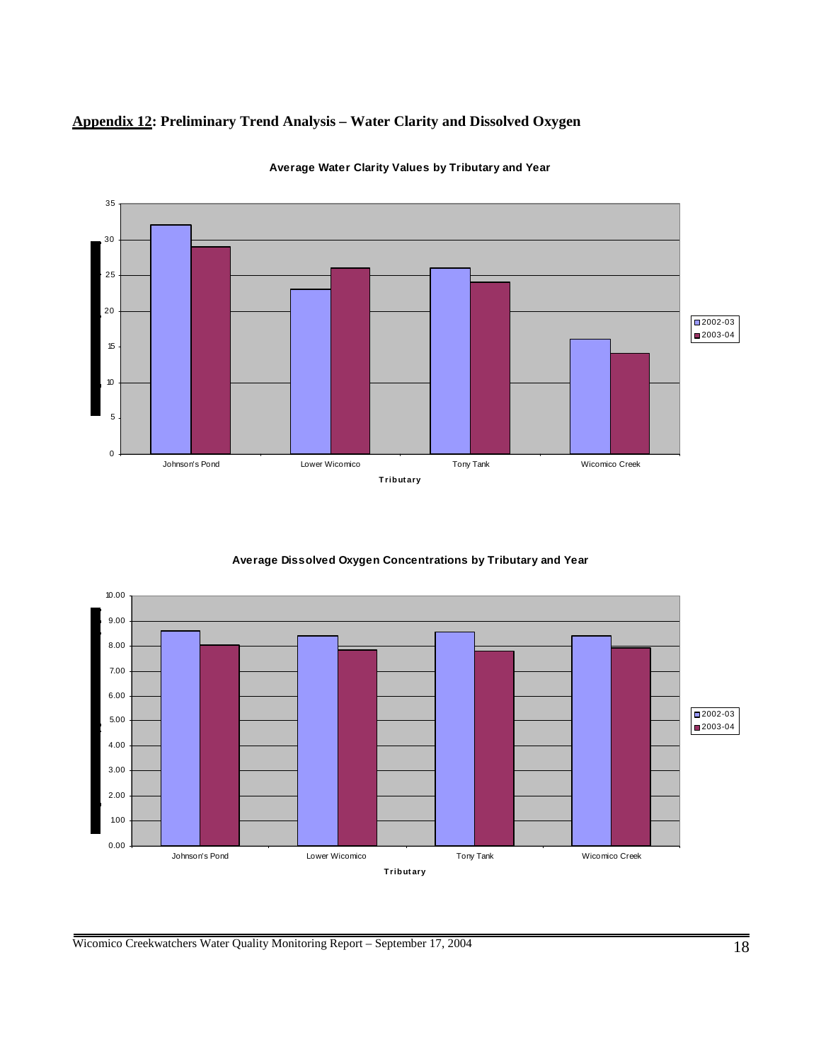**<u>Appendix 12</u>: Preliminary Trend Analysis – Water Clarity and Dissolved Oxygen**

**Average Water Clarity Values by Tributary and Year**

35
30
25
20
15
10
5
0

Johnson's Pond
Lower Wicomico
Tony Tank
Wicomico Creek

Tributary

2002-03
2003-04

**Average Dissolved Oxygen Concentrations by Tributary and Year**

10.00
9.00
8.00
7.00
6.00
5.00
4.00
3.00
2.00
100
0.00

Johnson's Pond
Lower Wicomico
Tony Tank
Wicomico Creek

Tributary

2002-03
2003-04